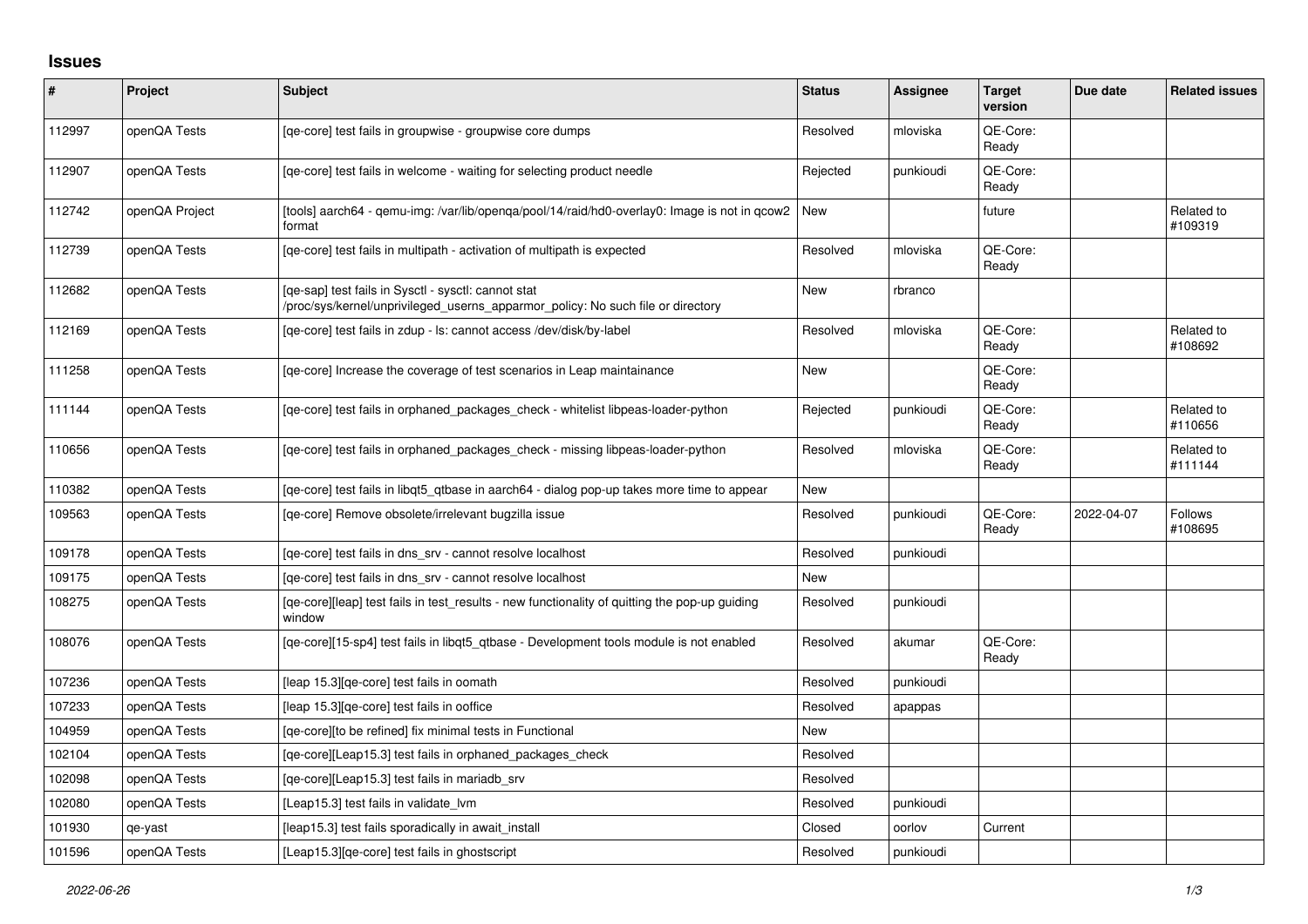## Issues

| # | Project | Subject | Status | Assignee | Target version | Due date | Related issues |
|---|---|---|---|---|---|---|---|
| 112997 | openQA Tests | [qe-core] test fails in groupwise - groupwise core dumps | Resolved | mloviska | QE-Core: Ready | | |
| 112907 | openQA Tests | [qe-core] test fails in welcome - waiting for selecting product needle | Rejected | punkioudi | QE-Core: Ready | | |
| 112742 | openQA Project | [tools] aarch64 - qemu-img: /var/lib/openqa/pool/14/raid/hd0-overlay0: Image is not in qcow2 format | New | | future | | Related to #109319 |
| 112739 | openQA Tests | [qe-core] test fails in multipath - activation of multipath is expected | Resolved | mloviska | QE-Core: Ready | | |
| 112682 | openQA Tests | [qe-sap] test fails in Sysctl - sysctl: cannot stat /proc/sys/kernel/unprivileged_userns_apparmor_policy: No such file or directory | New | rbranco | | | |
| 112169 | openQA Tests | [qe-core] test fails in zdup - ls: cannot access /dev/disk/by-label | Resolved | mloviska | QE-Core: Ready | | Related to #108692 |
| 111258 | openQA Tests | [qe-core] Increase the coverage of test scenarios in Leap maintainance | New | | QE-Core: Ready | | |
| 111144 | openQA Tests | [qe-core] test fails in orphaned_packages_check - whitelist libpeas-loader-python | Rejected | punkioudi | QE-Core: Ready | | Related to #110656 |
| 110656 | openQA Tests | [qe-core] test fails in orphaned_packages_check - missing libpeas-loader-python | Resolved | mloviska | QE-Core: Ready | | Related to #111144 |
| 110382 | openQA Tests | [qe-core] test fails in libqt5_qtbase in aarch64 - dialog pop-up takes more time to appear | New | | | | |
| 109563 | openQA Tests | [qe-core] Remove obsolete/irrelevant bugzilla issue | Resolved | punkioudi | QE-Core: Ready | 2022-04-07 | Follows #108695 |
| 109178 | openQA Tests | [qe-core] test fails in dns_srv - cannot resolve localhost | Resolved | punkioudi | | | |
| 109175 | openQA Tests | [qe-core] test fails in dns_srv - cannot resolve localhost | New | | | | |
| 108275 | openQA Tests | [qe-core][leap] test fails in test_results - new functionality of quitting the pop-up guiding window | Resolved | punkioudi | | | |
| 108076 | openQA Tests | [qe-core][15-sp4] test fails in libqt5_qtbase - Development tools module is not enabled | Resolved | akumar | QE-Core: Ready | | |
| 107236 | openQA Tests | [leap 15.3][qe-core] test fails in oomath | Resolved | punkioudi | | | |
| 107233 | openQA Tests | [leap 15.3][qe-core] test fails in ooffice | Resolved | apappas | | | |
| 104959 | openQA Tests | [qe-core][to be refined] fix minimal tests in Functional | New | | | | |
| 102104 | openQA Tests | [qe-core][Leap15.3] test fails in orphaned_packages_check | Resolved | | | | |
| 102098 | openQA Tests | [qe-core][Leap15.3] test fails in mariadb_srv | Resolved | | | | |
| 102080 | openQA Tests | [Leap15.3] test fails in validate_lvm | Resolved | punkioudi | | | |
| 101930 | qe-yast | [leap15.3] test fails sporadically in await_install | Closed | oorlov | Current | | |
| 101596 | openQA Tests | [Leap15.3][qe-core] test fails in ghostscript | Resolved | punkioudi | | | |

*2022-06-26*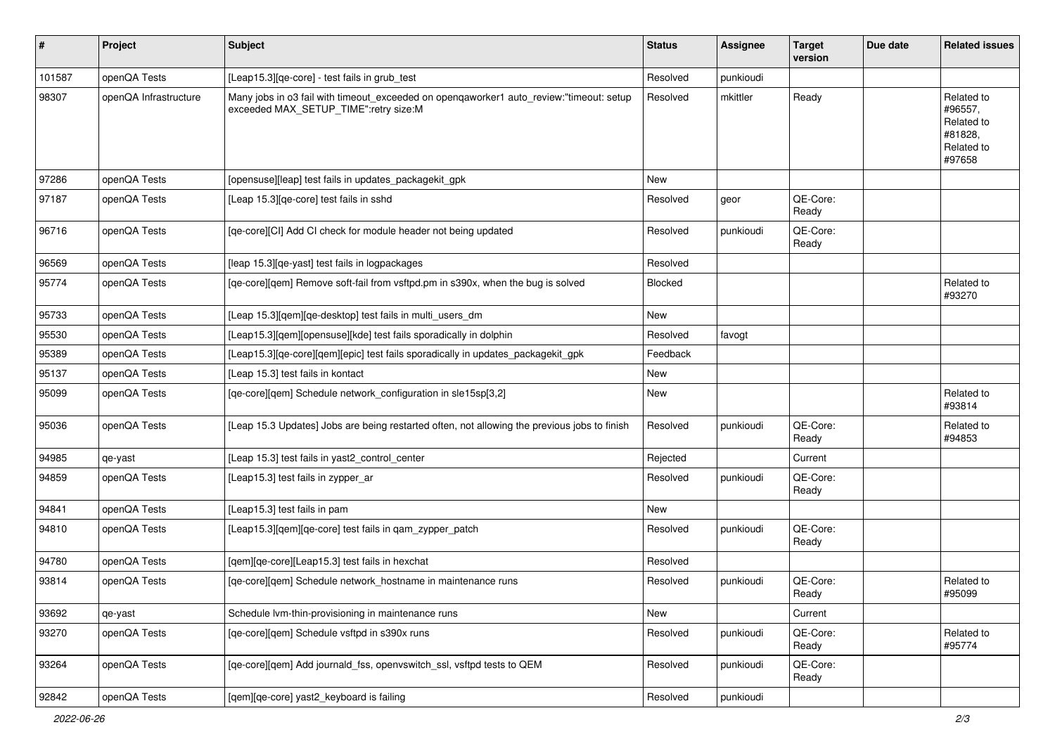| # | Project | Subject | Status | Assignee | Target version | Due date | Related issues |
|---|---|---|---|---|---|---|---|
| 101587 | openQA Tests | [Leap15.3][qe-core] - test fails in grub_test | Resolved | punkioudi | | | |
| 98307 | openQA Infrastructure | Many jobs in o3 fail with timeout_exceeded on openqaworker1 auto_review:"timeout: setup exceeded MAX_SETUP_TIME":retry size:M | Resolved | mkittler | Ready | | Related to #96557, Related to #81828, Related to #97658 |
| 97286 | openQA Tests | [opensuse][leap] test fails in updates_packagekit_gpk | New | | | | |
| 97187 | openQA Tests | [Leap 15.3][qe-core] test fails in sshd | Resolved | geor | QE-Core: Ready | | |
| 96716 | openQA Tests | [qe-core][CI] Add CI check for module header not being updated | Resolved | punkioudi | QE-Core: Ready | | |
| 96569 | openQA Tests | [leap 15.3][qe-yast] test fails in logpackages | Resolved | | | | |
| 95774 | openQA Tests | [qe-core][qem] Remove soft-fail from vsftpd.pm in s390x, when the bug is solved | Blocked | | | | Related to #93270 |
| 95733 | openQA Tests | [Leap 15.3][qem][qe-desktop] test fails in multi_users_dm | New | | | | |
| 95530 | openQA Tests | [Leap15.3][qem][opensuse][kde] test fails sporadically in dolphin | Resolved | favogt | | | |
| 95389 | openQA Tests | [Leap15.3][qe-core][qem][epic] test fails sporadically in updates_packagekit_gpk | Feedback | | | | |
| 95137 | openQA Tests | [Leap 15.3] test fails in kontact | New | | | | |
| 95099 | openQA Tests | [qe-core][qem] Schedule network_configuration in sle15sp[3,2] | New | | | | Related to #93814 |
| 95036 | openQA Tests | [Leap 15.3 Updates] Jobs are being restarted often, not allowing the previous jobs to finish | Resolved | punkioudi | QE-Core: Ready | | Related to #94853 |
| 94985 | qe-yast | [Leap 15.3] test fails in yast2_control_center | Rejected | | Current | | |
| 94859 | openQA Tests | [Leap15.3] test fails in zypper_ar | Resolved | punkioudi | QE-Core: Ready | | |
| 94841 | openQA Tests | [Leap15.3] test fails in pam | New | | | | |
| 94810 | openQA Tests | [Leap15.3][qem][qe-core] test fails in qam_zypper_patch | Resolved | punkioudi | QE-Core: Ready | | |
| 94780 | openQA Tests | [qem][qe-core][Leap15.3] test fails in hexchat | Resolved | | | | |
| 93814 | openQA Tests | [qe-core][qem] Schedule network_hostname in maintenance runs | Resolved | punkioudi | QE-Core: Ready | | Related to #95099 |
| 93692 | qe-yast | Schedule lvm-thin-provisioning in maintenance runs | New | | Current | | |
| 93270 | openQA Tests | [qe-core][qem] Schedule vsftpd in s390x runs | Resolved | punkioudi | QE-Core: Ready | | Related to #95774 |
| 93264 | openQA Tests | [qe-core][qem] Add journald_fss, openvswitch_ssl, vsftpd tests to QEM | Resolved | punkioudi | QE-Core: Ready | | |
| 92842 | openQA Tests | [qem][qe-core] yast2_keyboard is failing | Resolved | punkioudi | | | |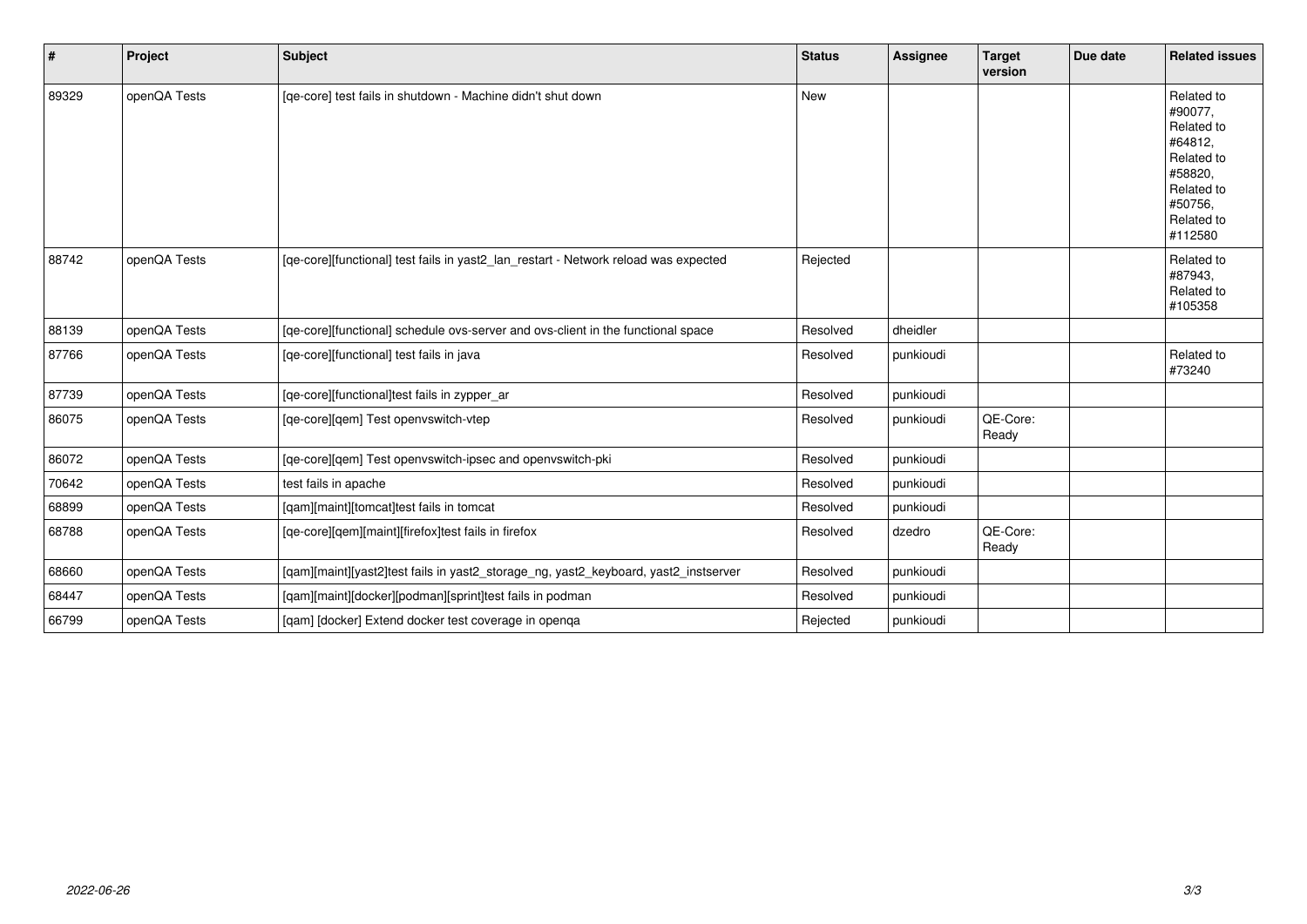| # | Project | Subject | Status | Assignee | Target version | Due date | Related issues |
|---|---|---|---|---|---|---|---|
| 89329 | openQA Tests | [qe-core] test fails in shutdown - Machine didn't shut down | New | | | | Related to #90077, Related to #64812, Related to #58820, Related to #50756, Related to #112580 |
| 88742 | openQA Tests | [qe-core][functional] test fails in yast2_lan_restart - Network reload was expected | Rejected | | | | Related to #87943, Related to #105358 |
| 88139 | openQA Tests | [qe-core][functional] schedule ovs-server and ovs-client in the functional space | Resolved | dheidler | | | |
| 87766 | openQA Tests | [qe-core][functional] test fails in java | Resolved | punkioudi | | | Related to #73240 |
| 87739 | openQA Tests | [qe-core][functional]test fails in zypper_ar | Resolved | punkioudi | | | |
| 86075 | openQA Tests | [qe-core][qem] Test openvswitch-vtep | Resolved | punkioudi | QE-Core: Ready | | |
| 86072 | openQA Tests | [qe-core][qem] Test openvswitch-ipsec and openvswitch-pki | Resolved | punkioudi | | | |
| 70642 | openQA Tests | test fails in apache | Resolved | punkioudi | | | |
| 68899 | openQA Tests | [qam][maint][tomcat]test fails in tomcat | Resolved | punkioudi | | | |
| 68788 | openQA Tests | [qe-core][qem][maint][firefox]test fails in firefox | Resolved | dzedro | QE-Core: Ready | | |
| 68660 | openQA Tests | [qam][maint][yast2]test fails in yast2_storage_ng, yast2_keyboard, yast2_instserver | Resolved | punkioudi | | | |
| 68447 | openQA Tests | [qam][maint][docker][podman][sprint]test fails in podman | Resolved | punkioudi | | | |
| 66799 | openQA Tests | [qam] [docker] Extend docker test coverage in openqa | Rejected | punkioudi | | | |